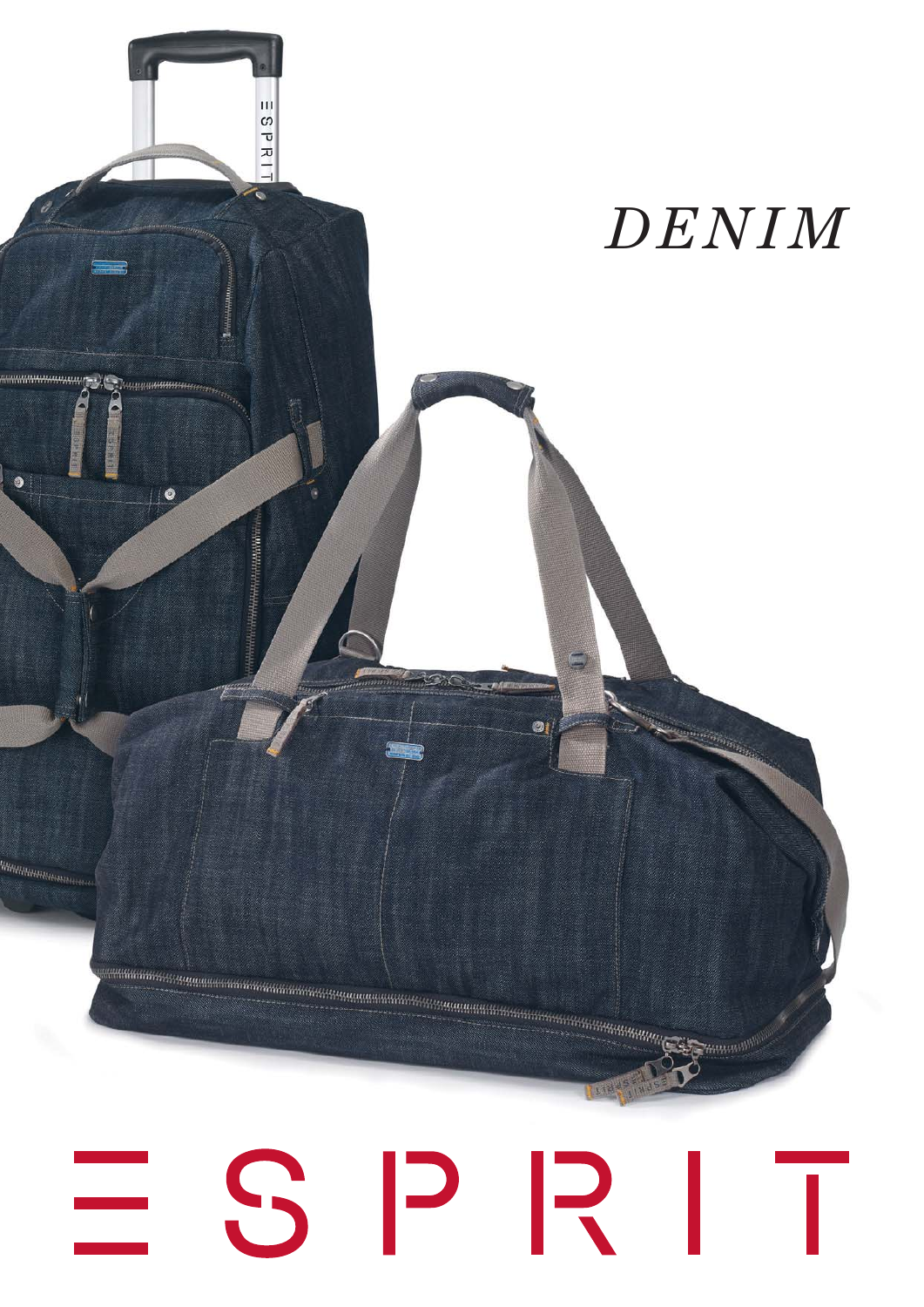*DENIM*

ESPRIT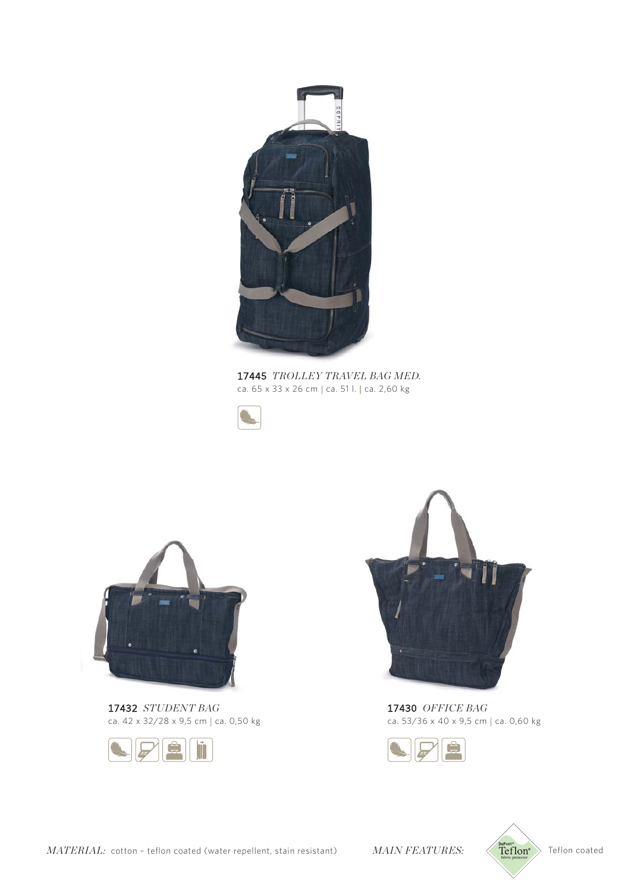**17445** *TROLLEY TRAVEL BAG MED.*
ca. 65 x 33 x 26 cm | ca. 51 l. | ca. 2,60 kg

**17432** *STUDENT BAG*
ca. 42 x 32/28 x 9,5 cm | ca. 0,50 kg

**17430** *OFFICE BAG*
ca. 53/36 x 40 x 9,5 cm | ca. 0,60 kg

*MATERIAL:* cotton – teflon coated (water repellent, stain resistant)

*MAIN FEATURES:* Teflon coated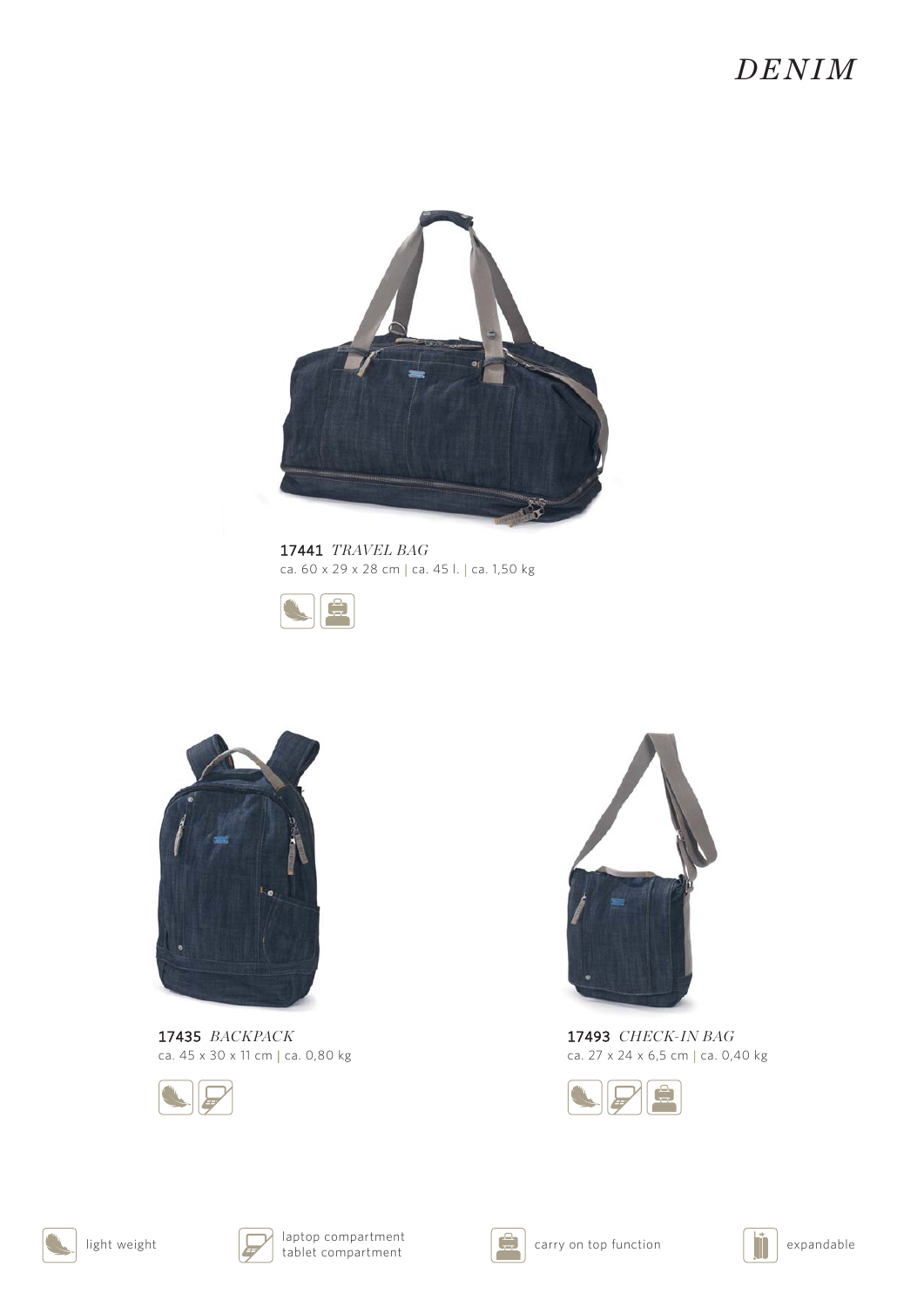# *DENIM*

**17441** *TRAVEL BAG*
ca. 60 x 29 x 28 cm | ca. 45 l. | ca. 1,50 kg

**17435** *BACKPACK*
ca. 45 x 30 x 11 cm | ca. 0,80 kg

**17493** *CHECK-IN BAG*
ca. 27 x 24 x 6,5 cm | ca. 0,40 kg

light weight

laptop compartment
tablet compartment

carry on top function

expandable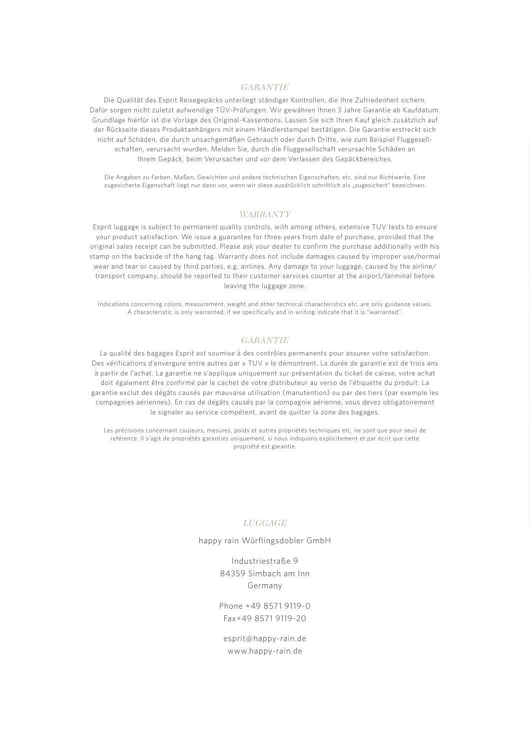## *GARANTIE*

Die Qualität des Esprit Reisegepäcks unterliegt ständiger Kontrollen, die Ihre Zufriedenheit sichern. Dafür sorgen nicht zuletzt aufwendige TÜV-Prüfungen. Wir gewähren Ihnen 3 Jahre Garantie ab Kaufdatum. Grundlage hierfür ist die Vorlage des Original-Kassenbons. Lassen Sie sich Ihren Kauf gleich zusätzlich auf der Rückseite dieses Produktanhängers mit einem Händlerstempel bestätigen. Die Garantie erstreckt sich nicht auf Schäden, die durch unsachgemäßen Gebrauch oder durch Dritte, wie zum Beispiel Fluggesellschaften, verursacht wurden. Melden Sie, durch die Fluggesellschaft verursachte Schäden an Ihrem Gepäck, beim Verursacher und vor dem Verlassen des Gepäckbereiches.

Die Angaben zu Farben, Maßen, Gewichten und andere technischen Eigenschaften, etc. sind nur Richtwerte. Eine zugesicherte Eigenschaft liegt nur dann vor, wenn wir diese ausdrücklich schriftlich als „zugesichert" bezeichnen.

## *WARRANTY*

Esprit luggage is subject to permanent quality controls, with among others, extensive TUV tests to ensure your product satisfaction. We issue a guarantee for three years from date of purchase, provided that the original sales receipt can be submitted. Please ask your dealer to confirm the purchase additionally with his stamp on the backside of the hang tag. Warranty does not include damages caused by improper use/normal wear and tear or caused by third parties, e.g. airlines. Any damage to your luggage, caused by the airline/ transport company, should be reported to their customer services counter at the airport/terminal before leaving the luggage zone.

Indications concerning colors, measurement, weight and other technical characteristics etc. are only guidance values. A characteristic is only warranted, if we specifically and in writing indicate that it is "warranted".

## *GARANTIE*

La qualité des bagages Esprit est soumise à des contrôles permanents pour assurer votre satisfaction. Des vérifications d'envergure entre autres par « TUV » le démontrent. La durée de garantie est de trois ans à partir de l'achat. La garantie ne s'applique uniquement sur présentation du ticket de caisse, votre achat doit également être confirmé par le cachet de votre distributeur au verso de l'étiquette du produit. La garantie exclut des dégâts causés par mauvaise utilisation (manutention) ou par des tiers (par exemple les compagnies aériennes). En cas de dégâts causés par la compagnie aérienne, vous devez obligatoirement le signaler au service compétent, avant de quitter la zone des bagages.

Les précisions concernant couleurs, mesures, poids et autres propriétés techniques etc. ne sont que pour seuil de reférence. Il s'agit de propriétés garanties uniquement, si nous indiquons explicitement et par écrit que cette propriété est garantie.

## *LUGGAGE*

happy rain Würflingsdobler GmbH

Industriestraße 9
84359 Simbach am Inn
Germany

Phone +49 8571 9119-0
Fax+49 8571 9119-20

esprit@happy-rain.de
www.happy-rain.de